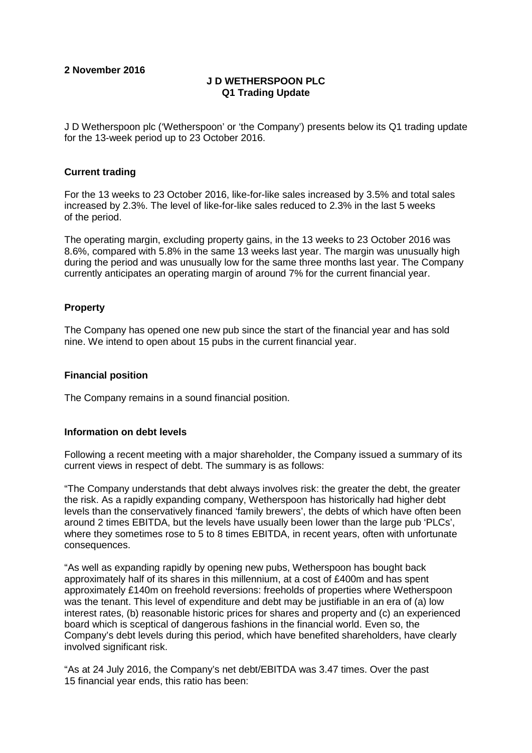**2 November 2016**

**J D WETHERSPOON PLC**
**Q1 Trading Update**

J D Wetherspoon plc ('Wetherspoon' or 'the Company') presents below its Q1 trading update for the 13-week period up to 23 October 2016.

**Current trading**

For the 13 weeks to 23 October 2016, like-for-like sales increased by 3.5% and total sales increased by 2.3%. The level of like-for-like sales reduced to 2.3% in the last 5 weeks of the period.

The operating margin, excluding property gains, in the 13 weeks to 23 October 2016 was 8.6%, compared with 5.8% in the same 13 weeks last year. The margin was unusually high during the period and was unusually low for the same three months last year. The Company currently anticipates an operating margin of around 7% for the current financial year.

**Property**

The Company has opened one new pub since the start of the financial year and has sold nine. We intend to open about 15 pubs in the current financial year.

**Financial position**

The Company remains in a sound financial position.

**Information on debt levels**

Following a recent meeting with a major shareholder, the Company issued a summary of its current views in respect of debt. The summary is as follows:

"The Company understands that debt always involves risk: the greater the debt, the greater the risk. As a rapidly expanding company, Wetherspoon has historically had higher debt levels than the conservatively financed 'family brewers', the debts of which have often been around 2 times EBITDA, but the levels have usually been lower than the large pub 'PLCs', where they sometimes rose to 5 to 8 times EBITDA, in recent years, often with unfortunate consequences.

"As well as expanding rapidly by opening new pubs, Wetherspoon has bought back approximately half of its shares in this millennium, at a cost of £400m and has spent approximately £140m on freehold reversions: freeholds of properties where Wetherspoon was the tenant. This level of expenditure and debt may be justifiable in an era of (a) low interest rates, (b) reasonable historic prices for shares and property and (c) an experienced board which is sceptical of dangerous fashions in the financial world. Even so, the Company's debt levels during this period, which have benefited shareholders, have clearly involved significant risk.

"As at 24 July 2016, the Company's net debt/EBITDA was 3.47 times. Over the past 15 financial year ends, this ratio has been: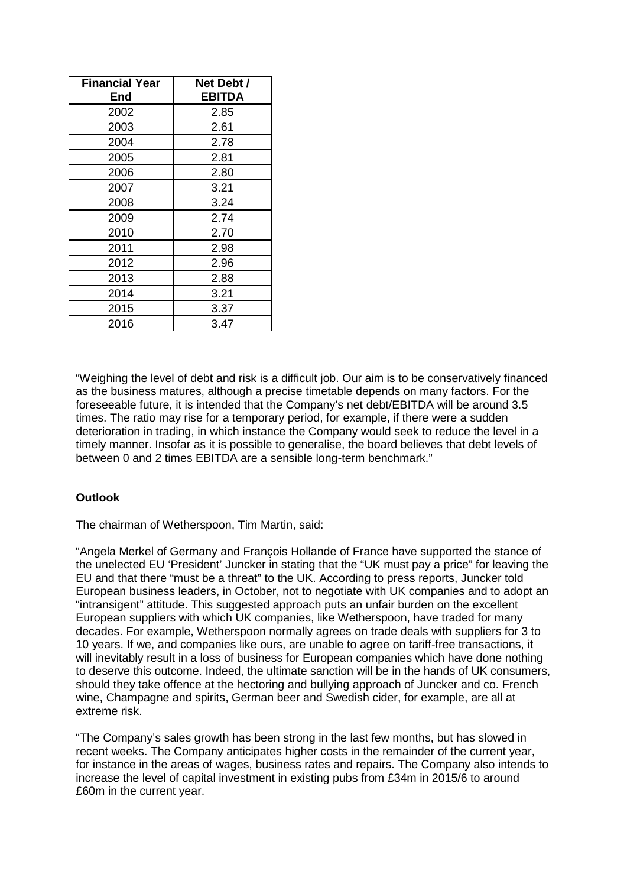| Financial Year End | Net Debt / EBITDA |
|---|---|
| 2002 | 2.85 |
| 2003 | 2.61 |
| 2004 | 2.78 |
| 2005 | 2.81 |
| 2006 | 2.80 |
| 2007 | 3.21 |
| 2008 | 3.24 |
| 2009 | 2.74 |
| 2010 | 2.70 |
| 2011 | 2.98 |
| 2012 | 2.96 |
| 2013 | 2.88 |
| 2014 | 3.21 |
| 2015 | 3.37 |
| 2016 | 3.47 |

"Weighing the level of debt and risk is a difficult job. Our aim is to be conservatively financed as the business matures, although a precise timetable depends on many factors. For the foreseeable future, it is intended that the Company's net debt/EBITDA will be around 3.5 times. The ratio may rise for a temporary period, for example, if there were a sudden deterioration in trading, in which instance the Company would seek to reduce the level in a timely manner. Insofar as it is possible to generalise, the board believes that debt levels of between 0 and 2 times EBITDA are a sensible long-term benchmark."

**Outlook**

The chairman of Wetherspoon, Tim Martin, said:

"Angela Merkel of Germany and François Hollande of France have supported the stance of the unelected EU 'President' Juncker in stating that the "UK must pay a price" for leaving the EU and that there "must be a threat" to the UK. According to press reports, Juncker told European business leaders, in October, not to negotiate with UK companies and to adopt an "intransigent" attitude. This suggested approach puts an unfair burden on the excellent European suppliers with which UK companies, like Wetherspoon, have traded for many decades. For example, Wetherspoon normally agrees on trade deals with suppliers for 3 to 10 years. If we, and companies like ours, are unable to agree on tariff-free transactions, it will inevitably result in a loss of business for European companies which have done nothing to deserve this outcome. Indeed, the ultimate sanction will be in the hands of UK consumers, should they take offence at the hectoring and bullying approach of Juncker and co. French wine, Champagne and spirits, German beer and Swedish cider, for example, are all at extreme risk.

"The Company's sales growth has been strong in the last few months, but has slowed in recent weeks. The Company anticipates higher costs in the remainder of the current year, for instance in the areas of wages, business rates and repairs. The Company also intends to increase the level of capital investment in existing pubs from £34m in 2015/6 to around £60m in the current year.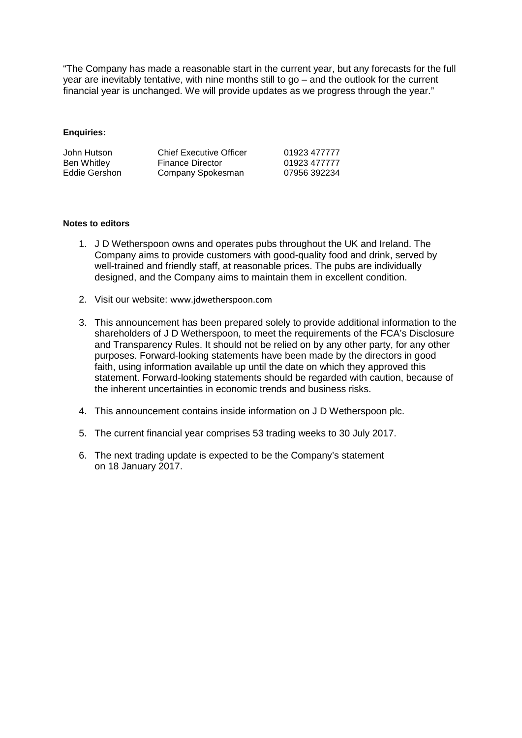"The Company has made a reasonable start in the current year, but any forecasts for the full year are inevitably tentative, with nine months still to go – and the outlook for the current financial year is unchanged. We will provide updates as we progress through the year."

**Enquiries:**

| | | |
|---|---|---|
| John Hutson | Chief Executive Officer | 01923 477777 |
| Ben Whitley | Finance Director | 01923 477777 |
| Eddie Gershon | Company Spokesman | 07956 392234 |

**Notes to editors**

1. J D Wetherspoon owns and operates pubs throughout the UK and Ireland. The Company aims to provide customers with good-quality food and drink, served by well-trained and friendly staff, at reasonable prices. The pubs are individually designed, and the Company aims to maintain them in excellent condition.

2. Visit our website: www.jdwetherspoon.com

3. This announcement has been prepared solely to provide additional information to the shareholders of J D Wetherspoon, to meet the requirements of the FCA's Disclosure and Transparency Rules. It should not be relied on by any other party, for any other purposes. Forward-looking statements have been made by the directors in good faith, using information available up until the date on which they approved this statement. Forward-looking statements should be regarded with caution, because of the inherent uncertainties in economic trends and business risks.

4. This announcement contains inside information on J D Wetherspoon plc.

5. The current financial year comprises 53 trading weeks to 30 July 2017.

6. The next trading update is expected to be the Company's statement on 18 January 2017.